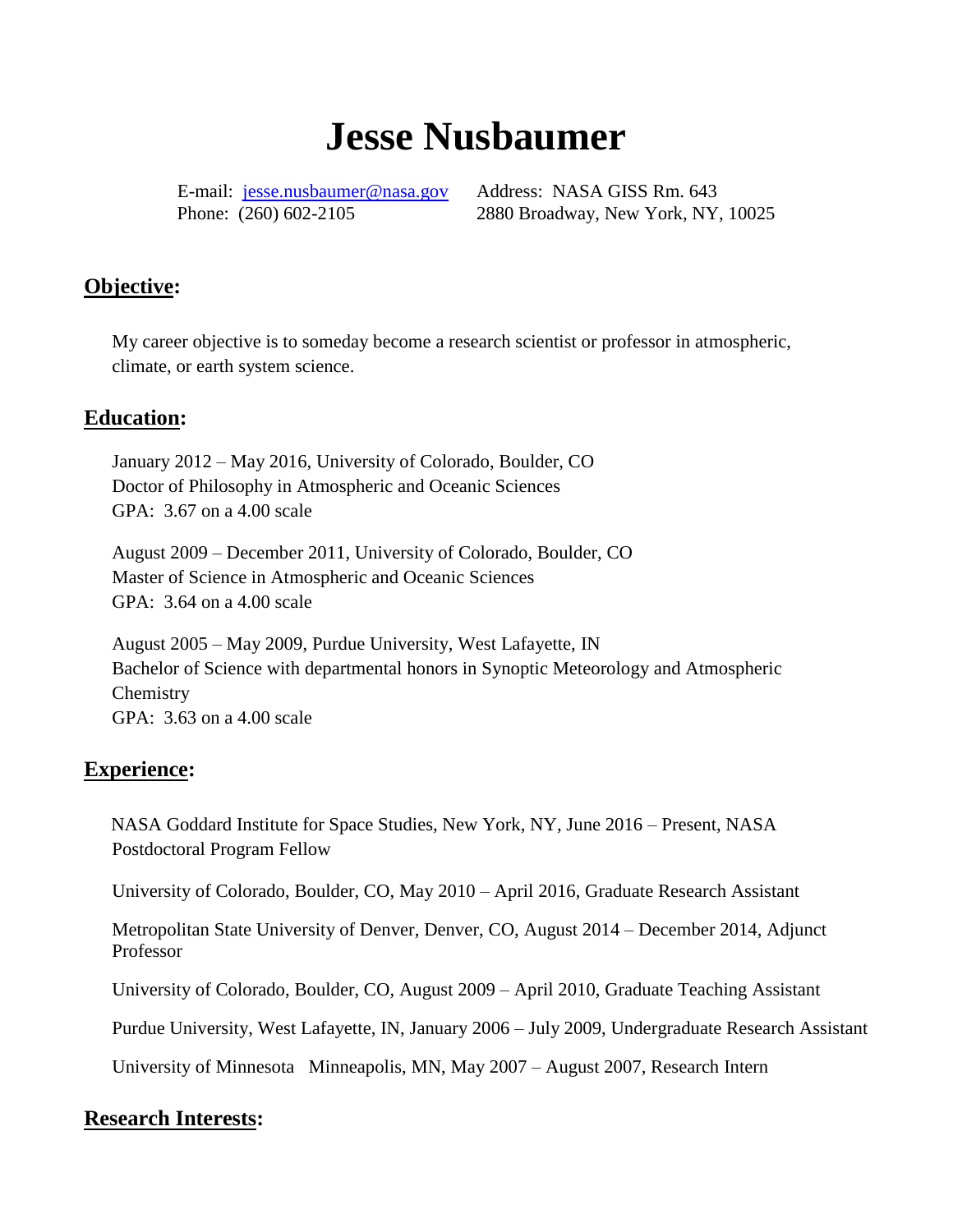# Jesse Nusbaumer

E-mail: jesse.nusbaumer@nasa.gov
Phone: (260) 602-2105

Address: NASA GISS Rm. 643
2880 Broadway, New York, NY, 10025

## Objective:

My career objective is to someday become a research scientist or professor in atmospheric, climate, or earth system science.

## Education:

January 2012 – May 2016, University of Colorado, Boulder, CO
Doctor of Philosophy in Atmospheric and Oceanic Sciences
GPA: 3.67 on a 4.00 scale

August 2009 – December 2011, University of Colorado, Boulder, CO
Master of Science in Atmospheric and Oceanic Sciences
GPA: 3.64 on a 4.00 scale

August 2005 – May 2009, Purdue University, West Lafayette, IN
Bachelor of Science with departmental honors in Synoptic Meteorology and Atmospheric Chemistry
GPA: 3.63 on a 4.00 scale

## Experience:

NASA Goddard Institute for Space Studies, New York, NY, June 2016 – Present, NASA Postdoctoral Program Fellow

University of Colorado, Boulder, CO, May 2010 – April 2016, Graduate Research Assistant

Metropolitan State University of Denver, Denver, CO, August 2014 – December 2014, Adjunct Professor

University of Colorado, Boulder, CO, August 2009 – April 2010, Graduate Teaching Assistant

Purdue University, West Lafayette, IN, January 2006 – July 2009, Undergraduate Research Assistant

University of Minnesota Minneapolis, MN, May 2007 – August 2007, Research Intern

## Research Interests: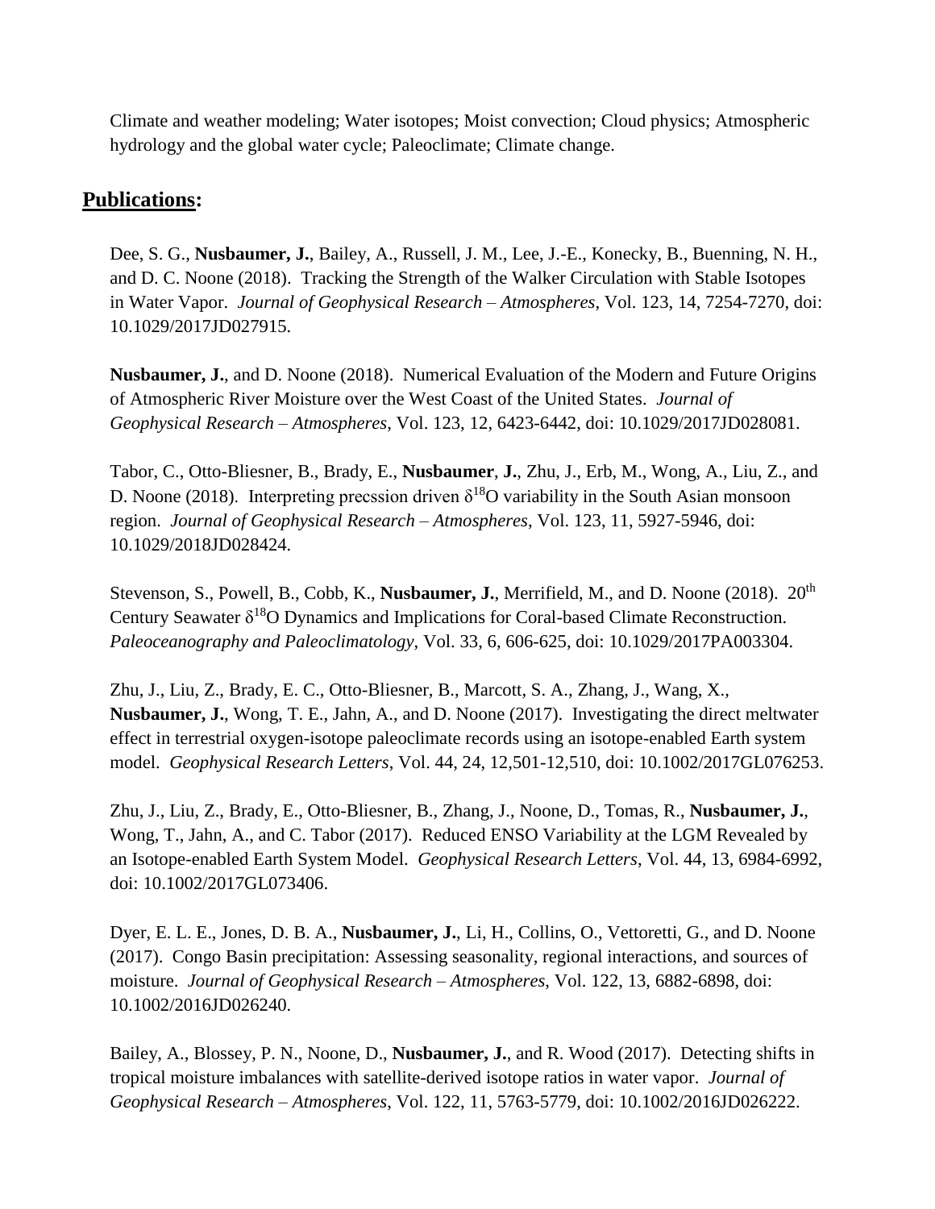Climate and weather modeling; Water isotopes; Moist convection; Cloud physics; Atmospheric hydrology and the global water cycle; Paleoclimate; Climate change.

## Publications:

Dee, S. G., **Nusbaumer, J.**, Bailey, A., Russell, J. M., Lee, J.-E., Konecky, B., Buenning, N. H., and D. C. Noone (2018). Tracking the Strength of the Walker Circulation with Stable Isotopes in Water Vapor. *Journal of Geophysical Research – Atmospheres*, Vol. 123, 14, 7254-7270, doi: 10.1029/2017JD027915.

**Nusbaumer, J.**, and D. Noone (2018). Numerical Evaluation of the Modern and Future Origins of Atmospheric River Moisture over the West Coast of the United States. *Journal of Geophysical Research – Atmospheres*, Vol. 123, 12, 6423-6442, doi: 10.1029/2017JD028081.

Tabor, C., Otto-Bliesner, B., Brady, E., **Nusbaumer**, **J.**, Zhu, J., Erb, M., Wong, A., Liu, Z., and D. Noone (2018). Interpreting precssion driven $\delta^{18}$O variability in the South Asian monsoon region. *Journal of Geophysical Research – Atmospheres*, Vol. 123, 11, 5927-5946, doi: 10.1029/2018JD028424.

Stevenson, S., Powell, B., Cobb, K., **Nusbaumer, J.**, Merrifield, M., and D. Noone (2018). 20$^{th}$ Century Seawater $\delta^{18}$O Dynamics and Implications for Coral-based Climate Reconstruction. *Paleoceanography and Paleoclimatology*, Vol. 33, 6, 606-625, doi: 10.1029/2017PA003304.

Zhu, J., Liu, Z., Brady, E. C., Otto-Bliesner, B., Marcott, S. A., Zhang, J., Wang, X., **Nusbaumer, J.**, Wong, T. E., Jahn, A., and D. Noone (2017). Investigating the direct meltwater effect in terrestrial oxygen-isotope paleoclimate records using an isotope-enabled Earth system model. *Geophysical Research Letters*, Vol. 44, 24, 12,501-12,510, doi: 10.1002/2017GL076253.

Zhu, J., Liu, Z., Brady, E., Otto-Bliesner, B., Zhang, J., Noone, D., Tomas, R., **Nusbaumer, J.**, Wong, T., Jahn, A., and C. Tabor (2017). Reduced ENSO Variability at the LGM Revealed by an Isotope-enabled Earth System Model. *Geophysical Research Letters*, Vol. 44, 13, 6984-6992, doi: 10.1002/2017GL073406.

Dyer, E. L. E., Jones, D. B. A., **Nusbaumer, J.**, Li, H., Collins, O., Vettoretti, G., and D. Noone (2017). Congo Basin precipitation: Assessing seasonality, regional interactions, and sources of moisture. *Journal of Geophysical Research – Atmospheres*, Vol. 122, 13, 6882-6898, doi: 10.1002/2016JD026240.

Bailey, A., Blossey, P. N., Noone, D., **Nusbaumer, J.**, and R. Wood (2017). Detecting shifts in tropical moisture imbalances with satellite-derived isotope ratios in water vapor. *Journal of Geophysical Research – Atmospheres*, Vol. 122, 11, 5763-5779, doi: 10.1002/2016JD026222.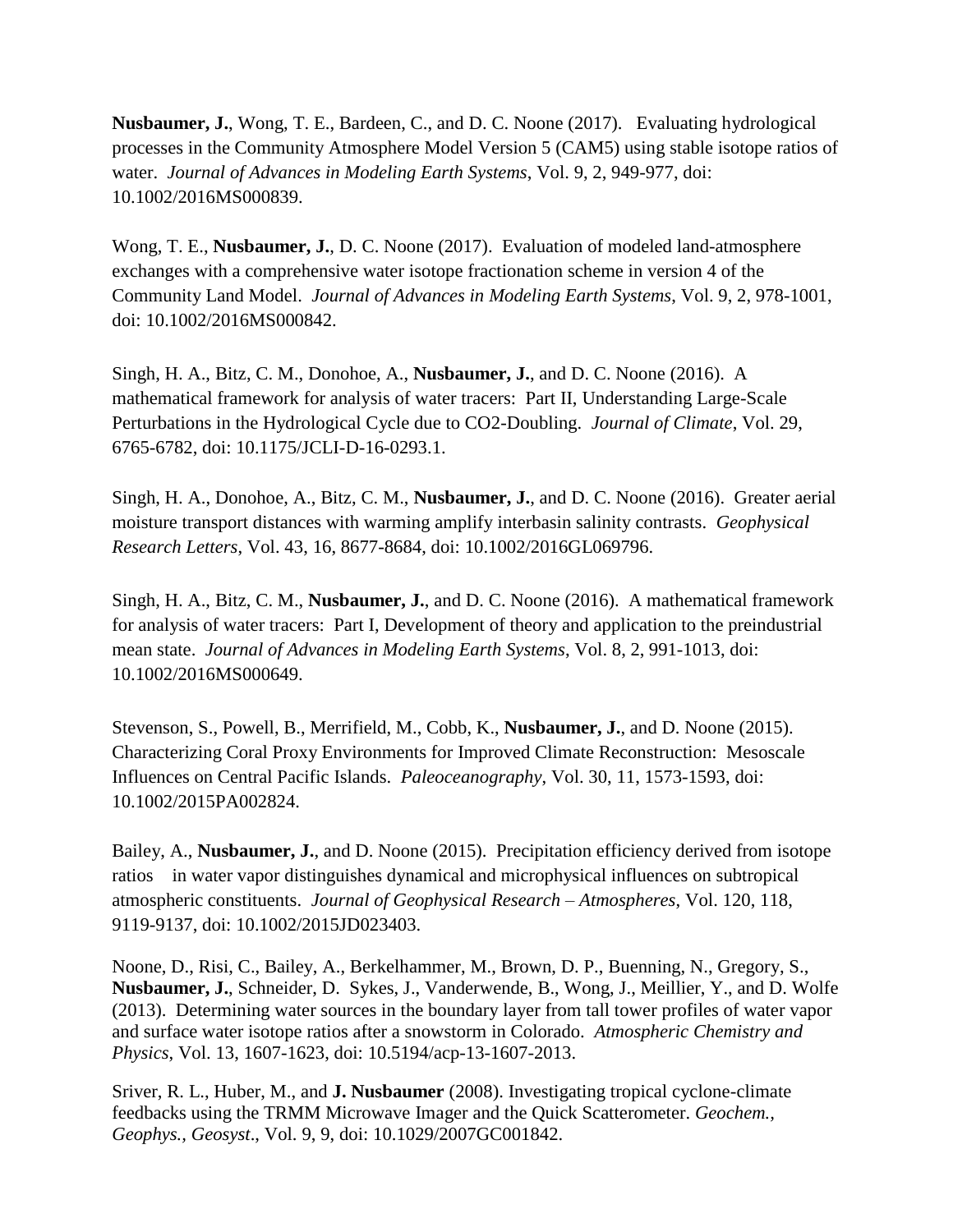**Nusbaumer, J.**, Wong, T. E., Bardeen, C., and D. C. Noone (2017). Evaluating hydrological processes in the Community Atmosphere Model Version 5 (CAM5) using stable isotope ratios of water. *Journal of Advances in Modeling Earth Systems*, Vol. 9, 2, 949-977, doi: 10.1002/2016MS000839.

Wong, T. E., **Nusbaumer, J.**, D. C. Noone (2017). Evaluation of modeled land-atmosphere exchanges with a comprehensive water isotope fractionation scheme in version 4 of the Community Land Model. *Journal of Advances in Modeling Earth Systems*, Vol. 9, 2, 978-1001, doi: 10.1002/2016MS000842.

Singh, H. A., Bitz, C. M., Donohoe, A., **Nusbaumer, J.**, and D. C. Noone (2016). A mathematical framework for analysis of water tracers: Part II, Understanding Large-Scale Perturbations in the Hydrological Cycle due to CO2-Doubling. *Journal of Climate*, Vol. 29, 6765-6782, doi: 10.1175/JCLI-D-16-0293.1.

Singh, H. A., Donohoe, A., Bitz, C. M., **Nusbaumer, J.**, and D. C. Noone (2016). Greater aerial moisture transport distances with warming amplify interbasin salinity contrasts. *Geophysical Research Letters*, Vol. 43, 16, 8677-8684, doi: 10.1002/2016GL069796.

Singh, H. A., Bitz, C. M., **Nusbaumer, J.**, and D. C. Noone (2016). A mathematical framework for analysis of water tracers: Part I, Development of theory and application to the preindustrial mean state. *Journal of Advances in Modeling Earth Systems*, Vol. 8, 2, 991-1013, doi: 10.1002/2016MS000649.

Stevenson, S., Powell, B., Merrifield, M., Cobb, K., **Nusbaumer, J.**, and D. Noone (2015). Characterizing Coral Proxy Environments for Improved Climate Reconstruction: Mesoscale Influences on Central Pacific Islands. *Paleoceanography*, Vol. 30, 11, 1573-1593, doi: 10.1002/2015PA002824.

Bailey, A., **Nusbaumer, J.**, and D. Noone (2015). Precipitation efficiency derived from isotope ratios in water vapor distinguishes dynamical and microphysical influences on subtropical atmospheric constituents. *Journal of Geophysical Research – Atmospheres*, Vol. 120, 118, 9119-9137, doi: 10.1002/2015JD023403.

Noone, D., Risi, C., Bailey, A., Berkelhammer, M., Brown, D. P., Buenning, N., Gregory, S., **Nusbaumer, J.**, Schneider, D. Sykes, J., Vanderwende, B., Wong, J., Meillier, Y., and D. Wolfe (2013). Determining water sources in the boundary layer from tall tower profiles of water vapor and surface water isotope ratios after a snowstorm in Colorado. *Atmospheric Chemistry and Physics*, Vol. 13, 1607-1623, doi: 10.5194/acp-13-1607-2013.

Sriver, R. L., Huber, M., and **J. Nusbaumer** (2008). Investigating tropical cyclone-climate feedbacks using the TRMM Microwave Imager and the Quick Scatterometer. *Geochem., Geophys., Geosyst*., Vol. 9, 9, doi: 10.1029/2007GC001842.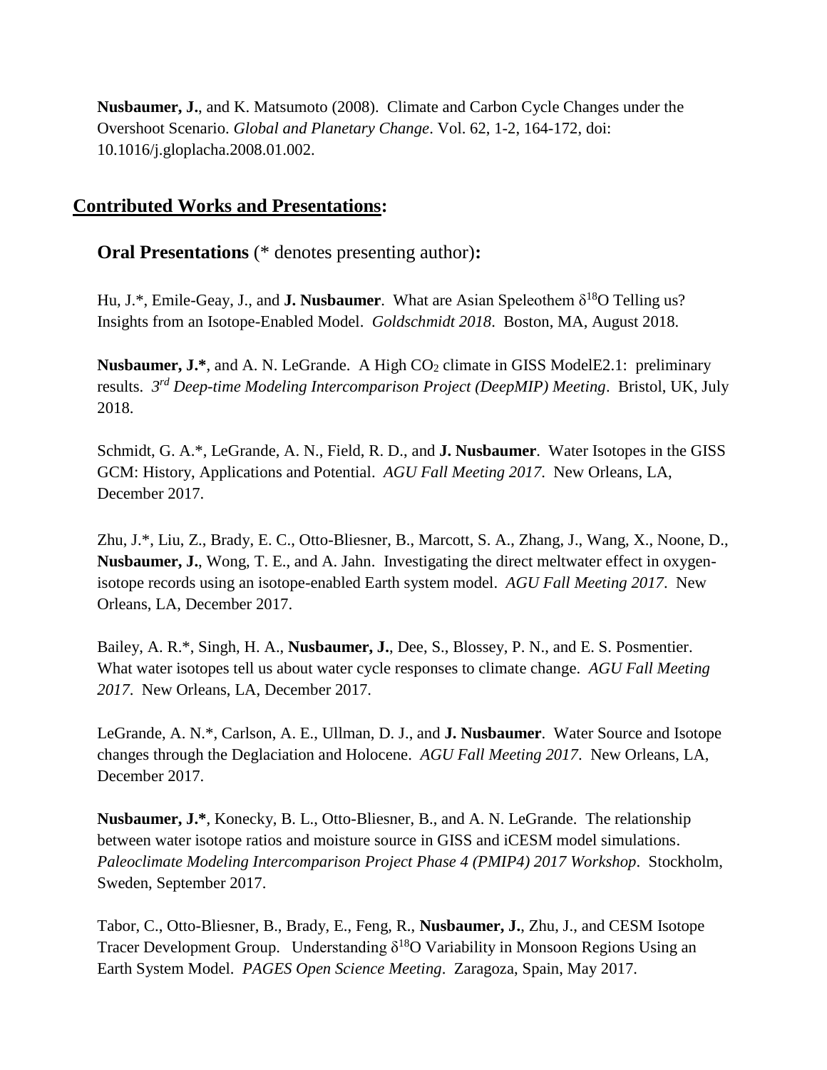**Nusbaumer, J.**, and K. Matsumoto (2008). Climate and Carbon Cycle Changes under the Overshoot Scenario. *Global and Planetary Change*. Vol. 62, 1-2, 164-172, doi: 10.1016/j.gloplacha.2008.01.002.

## **Contributed Works and Presentations:**

### **Oral Presentations** (* denotes presenting author)**:**

Hu, J.*, Emile-Geay, J., and **J. Nusbaumer**. What are Asian Speleothem $\delta^{18}O$ Telling us? Insights from an Isotope-Enabled Model. *Goldschmidt 2018*. Boston, MA, August 2018.

**Nusbaumer, J.***, and A. N. LeGrande. A High $CO_2$ climate in GISS ModelE2.1: preliminary results. *3rd Deep-time Modeling Intercomparison Project (DeepMIP) Meeting*. Bristol, UK, July 2018.

Schmidt, G. A.*, LeGrande, A. N., Field, R. D., and **J. Nusbaumer**. Water Isotopes in the GISS GCM: History, Applications and Potential. *AGU Fall Meeting 2017*. New Orleans, LA, December 2017.

Zhu, J.*, Liu, Z., Brady, E. C., Otto-Bliesner, B., Marcott, S. A., Zhang, J., Wang, X., Noone, D., **Nusbaumer, J.**, Wong, T. E., and A. Jahn. Investigating the direct meltwater effect in oxygen-isotope records using an isotope-enabled Earth system model. *AGU Fall Meeting 2017*. New Orleans, LA, December 2017.

Bailey, A. R.*, Singh, H. A., **Nusbaumer, J.**, Dee, S., Blossey, P. N., and E. S. Posmentier. What water isotopes tell us about water cycle responses to climate change. *AGU Fall Meeting 2017*. New Orleans, LA, December 2017.

LeGrande, A. N.*, Carlson, A. E., Ullman, D. J., and **J. Nusbaumer**. Water Source and Isotope changes through the Deglaciation and Holocene. *AGU Fall Meeting 2017*. New Orleans, LA, December 2017.

**Nusbaumer, J.***, Konecky, B. L., Otto-Bliesner, B., and A. N. LeGrande. The relationship between water isotope ratios and moisture source in GISS and iCESM model simulations. *Paleoclimate Modeling Intercomparison Project Phase 4 (PMIP4) 2017 Workshop*. Stockholm, Sweden, September 2017.

Tabor, C., Otto-Bliesner, B., Brady, E., Feng, R., **Nusbaumer, J.**, Zhu, J., and CESM Isotope Tracer Development Group. Understanding $\delta^{18}O$ Variability in Monsoon Regions Using an Earth System Model. *PAGES Open Science Meeting*. Zaragoza, Spain, May 2017.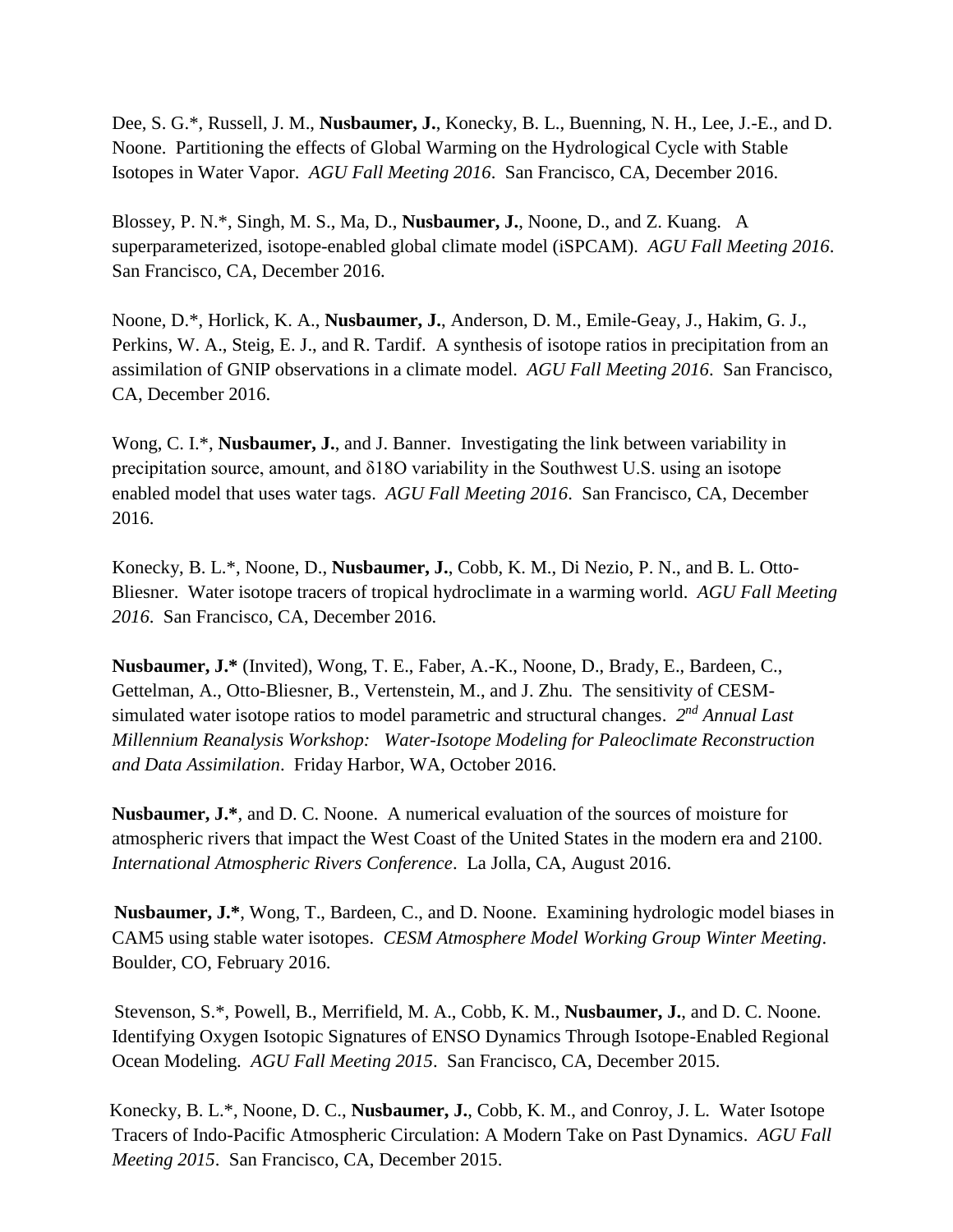Dee, S. G.*, Russell, J. M., **Nusbaumer, J.**, Konecky, B. L., Buenning, N. H., Lee, J.-E., and D. Noone. Partitioning the effects of Global Warming on the Hydrological Cycle with Stable Isotopes in Water Vapor. *AGU Fall Meeting 2016*. San Francisco, CA, December 2016.

Blossey, P. N.*, Singh, M. S., Ma, D., **Nusbaumer, J.**, Noone, D., and Z. Kuang. A superparameterized, isotope-enabled global climate model (iSPCAM). *AGU Fall Meeting 2016*. San Francisco, CA, December 2016.

Noone, D.*, Horlick, K. A., **Nusbaumer, J.**, Anderson, D. M., Emile-Geay, J., Hakim, G. J., Perkins, W. A., Steig, E. J., and R. Tardif. A synthesis of isotope ratios in precipitation from an assimilation of GNIP observations in a climate model. *AGU Fall Meeting 2016*. San Francisco, CA, December 2016.

Wong, C. I.*, **Nusbaumer, J.**, and J. Banner. Investigating the link between variability in precipitation source, amount, and δ18O variability in the Southwest U.S. using an isotope enabled model that uses water tags. *AGU Fall Meeting 2016*. San Francisco, CA, December 2016.

Konecky, B. L.*, Noone, D., **Nusbaumer, J.**, Cobb, K. M., Di Nezio, P. N., and B. L. Otto-Bliesner. Water isotope tracers of tropical hydroclimate in a warming world. *AGU Fall Meeting 2016*. San Francisco, CA, December 2016.

**Nusbaumer, J.*** (Invited), Wong, T. E., Faber, A.-K., Noone, D., Brady, E., Bardeen, C., Gettelman, A., Otto-Bliesner, B., Vertenstein, M., and J. Zhu. The sensitivity of CESM-simulated water isotope ratios to model parametric and structural changes. *2nd Annual Last Millennium Reanalysis Workshop: Water-Isotope Modeling for Paleoclimate Reconstruction and Data Assimilation*. Friday Harbor, WA, October 2016.

**Nusbaumer, J.***, and D. C. Noone. A numerical evaluation of the sources of moisture for atmospheric rivers that impact the West Coast of the United States in the modern era and 2100. *International Atmospheric Rivers Conference*. La Jolla, CA, August 2016.

**Nusbaumer, J.***, Wong, T., Bardeen, C., and D. Noone. Examining hydrologic model biases in CAM5 using stable water isotopes. *CESM Atmosphere Model Working Group Winter Meeting*. Boulder, CO, February 2016.

Stevenson, S.*, Powell, B., Merrifield, M. A., Cobb, K. M., **Nusbaumer, J.**, and D. C. Noone. Identifying Oxygen Isotopic Signatures of ENSO Dynamics Through Isotope-Enabled Regional Ocean Modeling. *AGU Fall Meeting 2015*. San Francisco, CA, December 2015.

Konecky, B. L.*, Noone, D. C., **Nusbaumer, J.**, Cobb, K. M., and Conroy, J. L. Water Isotope Tracers of Indo-Pacific Atmospheric Circulation: A Modern Take on Past Dynamics. *AGU Fall Meeting 2015*. San Francisco, CA, December 2015.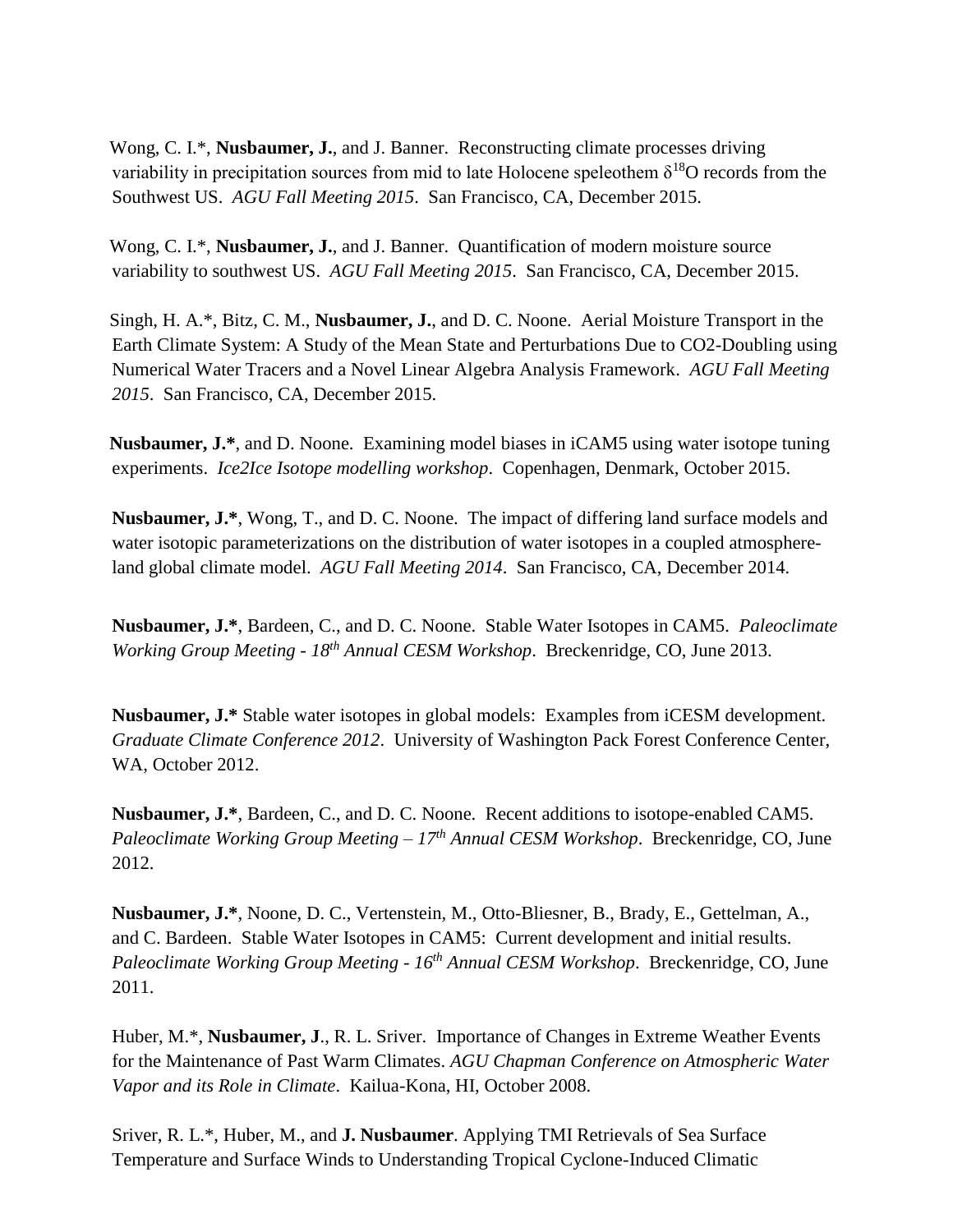Wong, C. I.*, **Nusbaumer, J.**, and J. Banner. Reconstructing climate processes driving variability in precipitation sources from mid to late Holocene speleothem $\delta^{18}O$ records from the Southwest US. *AGU Fall Meeting 2015*. San Francisco, CA, December 2015.

Wong, C. I.*, **Nusbaumer, J.**, and J. Banner. Quantification of modern moisture source variability to southwest US. *AGU Fall Meeting 2015*. San Francisco, CA, December 2015.

Singh, H. A.*, Bitz, C. M., **Nusbaumer, J.**, and D. C. Noone. Aerial Moisture Transport in the Earth Climate System: A Study of the Mean State and Perturbations Due to CO2-Doubling using Numerical Water Tracers and a Novel Linear Algebra Analysis Framework. *AGU Fall Meeting 2015*. San Francisco, CA, December 2015.

**Nusbaumer, J.***, and D. Noone. Examining model biases in iCAM5 using water isotope tuning experiments. *Ice2Ice Isotope modelling workshop*. Copenhagen, Denmark, October 2015.

**Nusbaumer, J.***, Wong, T., and D. C. Noone. The impact of differing land surface models and water isotopic parameterizations on the distribution of water isotopes in a coupled atmosphere-land global climate model. *AGU Fall Meeting 2014*. San Francisco, CA, December 2014.

**Nusbaumer, J.***, Bardeen, C., and D. C. Noone. Stable Water Isotopes in CAM5. *Paleoclimate Working Group Meeting - 18th Annual CESM Workshop*. Breckenridge, CO, June 2013.

**Nusbaumer, J.*** Stable water isotopes in global models: Examples from iCESM development. *Graduate Climate Conference 2012*. University of Washington Pack Forest Conference Center, WA, October 2012.

**Nusbaumer, J.***, Bardeen, C., and D. C. Noone. Recent additions to isotope-enabled CAM5. *Paleoclimate Working Group Meeting – 17th Annual CESM Workshop*. Breckenridge, CO, June 2012.

**Nusbaumer, J.***, Noone, D. C., Vertenstein, M., Otto-Bliesner, B., Brady, E., Gettelman, A., and C. Bardeen. Stable Water Isotopes in CAM5: Current development and initial results. *Paleoclimate Working Group Meeting - 16th Annual CESM Workshop*. Breckenridge, CO, June 2011.

Huber, M.*, **Nusbaumer, J**., R. L. Sriver. Importance of Changes in Extreme Weather Events for the Maintenance of Past Warm Climates. *AGU Chapman Conference on Atmospheric Water Vapor and its Role in Climate*. Kailua-Kona, HI, October 2008.

Sriver, R. L.*, Huber, M., and **J. Nusbaumer**. Applying TMI Retrievals of Sea Surface Temperature and Surface Winds to Understanding Tropical Cyclone-Induced Climatic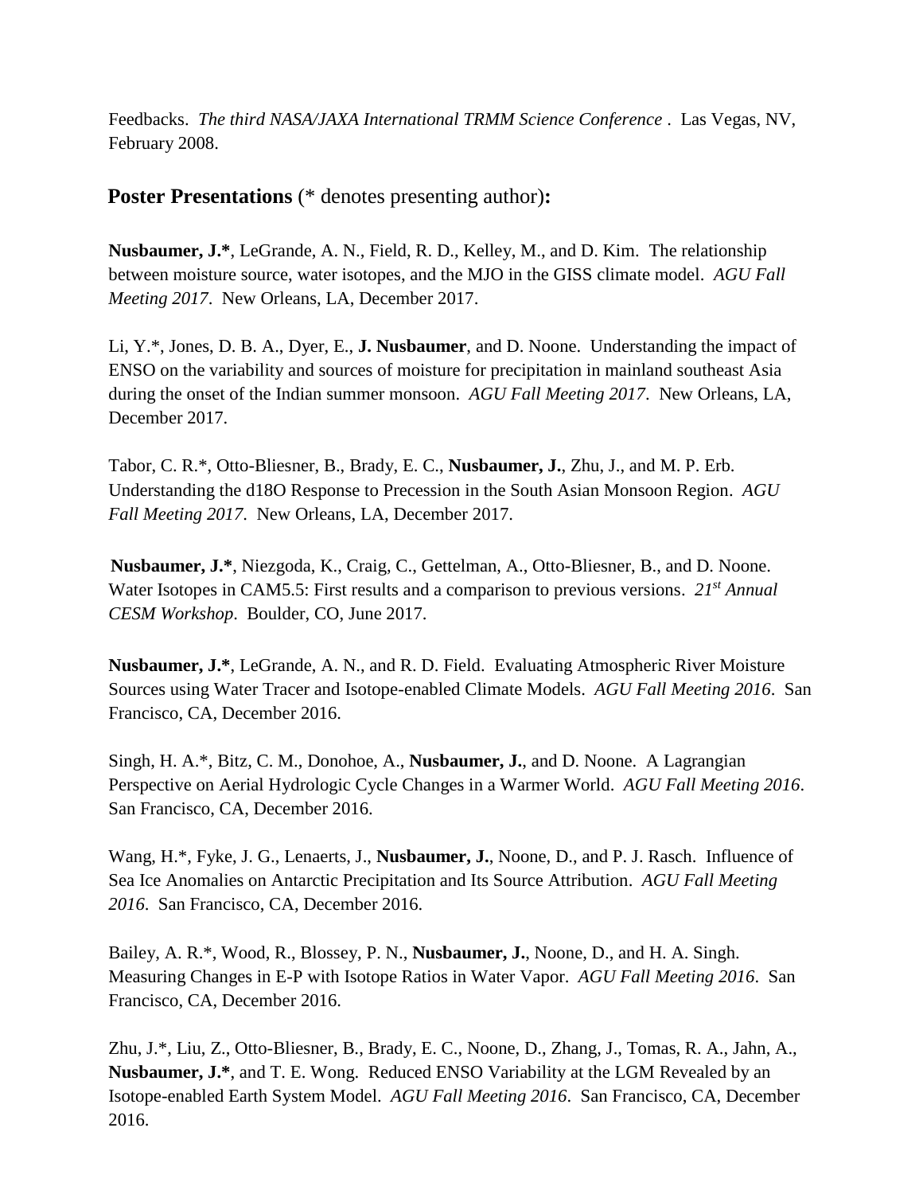Feedbacks. *The third NASA/JAXA International TRMM Science Conference* . Las Vegas, NV, February 2008.

## **Poster Presentations** (* denotes presenting author)**:**

**Nusbaumer, J.***, LeGrande, A. N., Field, R. D., Kelley, M., and D. Kim. The relationship between moisture source, water isotopes, and the MJO in the GISS climate model. *AGU Fall Meeting 2017*. New Orleans, LA, December 2017.

Li, Y.*, Jones, D. B. A., Dyer, E., **J. Nusbaumer**, and D. Noone. Understanding the impact of ENSO on the variability and sources of moisture for precipitation in mainland southeast Asia during the onset of the Indian summer monsoon. *AGU Fall Meeting 2017*. New Orleans, LA, December 2017.

Tabor, C. R.*, Otto-Bliesner, B., Brady, E. C., **Nusbaumer, J.**, Zhu, J., and M. P. Erb. Understanding the d18O Response to Precession in the South Asian Monsoon Region. *AGU Fall Meeting 2017*. New Orleans, LA, December 2017.

**Nusbaumer, J.***, Niezgoda, K., Craig, C., Gettelman, A., Otto-Bliesner, B., and D. Noone. Water Isotopes in CAM5.5: First results and a comparison to previous versions. *21st Annual CESM Workshop*. Boulder, CO, June 2017.

**Nusbaumer, J.***, LeGrande, A. N., and R. D. Field. Evaluating Atmospheric River Moisture Sources using Water Tracer and Isotope-enabled Climate Models. *AGU Fall Meeting 2016*. San Francisco, CA, December 2016.

Singh, H. A.*, Bitz, C. M., Donohoe, A., **Nusbaumer, J.**, and D. Noone. A Lagrangian Perspective on Aerial Hydrologic Cycle Changes in a Warmer World. *AGU Fall Meeting 2016*. San Francisco, CA, December 2016.

Wang, H.*, Fyke, J. G., Lenaerts, J., **Nusbaumer, J.**, Noone, D., and P. J. Rasch. Influence of Sea Ice Anomalies on Antarctic Precipitation and Its Source Attribution. *AGU Fall Meeting 2016*. San Francisco, CA, December 2016.

Bailey, A. R.*, Wood, R., Blossey, P. N., **Nusbaumer, J.**, Noone, D., and H. A. Singh. Measuring Changes in E-P with Isotope Ratios in Water Vapor. *AGU Fall Meeting 2016*. San Francisco, CA, December 2016.

Zhu, J.*, Liu, Z., Otto-Bliesner, B., Brady, E. C., Noone, D., Zhang, J., Tomas, R. A., Jahn, A., **Nusbaumer, J.***, and T. E. Wong. Reduced ENSO Variability at the LGM Revealed by an Isotope-enabled Earth System Model. *AGU Fall Meeting 2016*. San Francisco, CA, December 2016.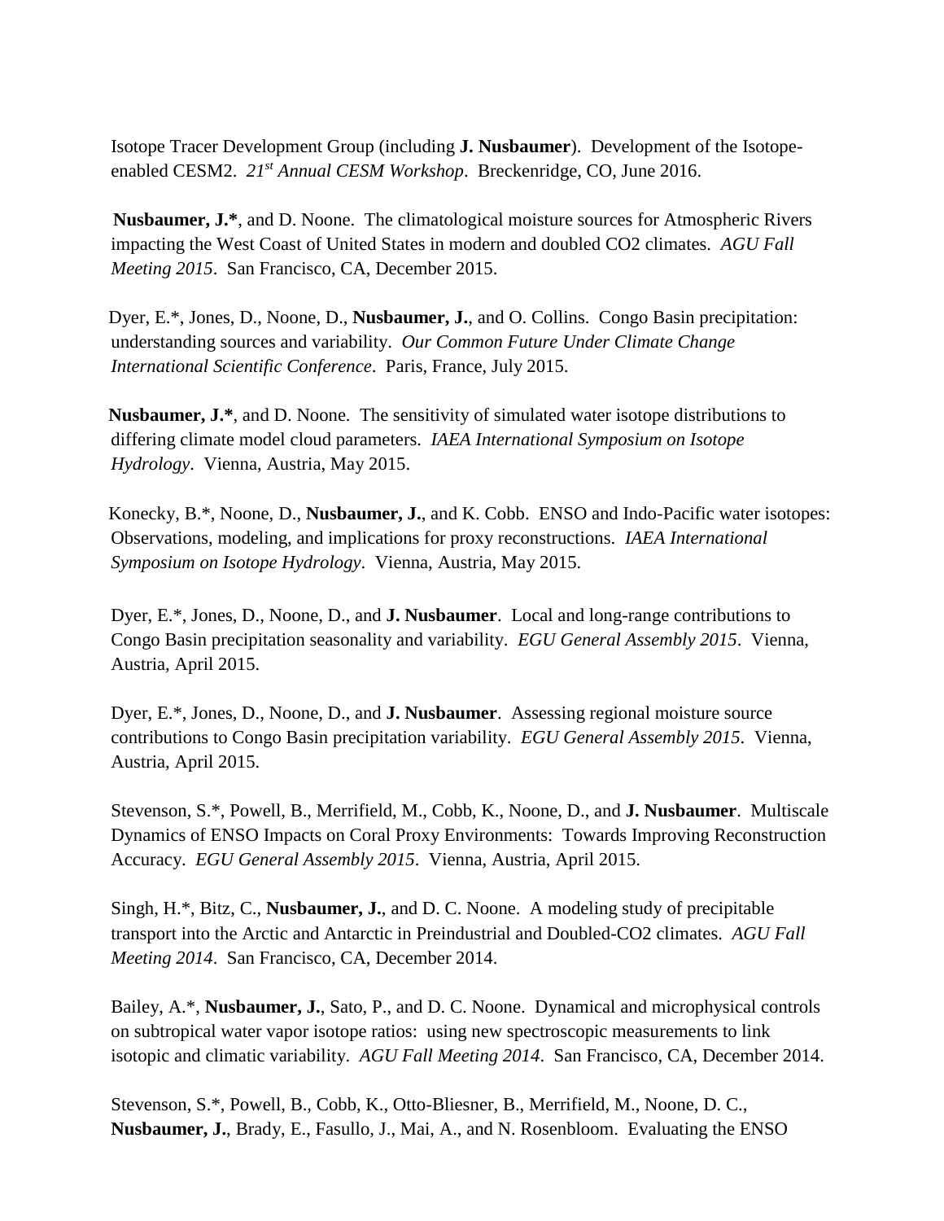Isotope Tracer Development Group (including **J. Nusbaumer**). Development of the Isotope-enabled CESM2. *21st Annual CESM Workshop*. Breckenridge, CO, June 2016.

**Nusbaumer, J.***, and D. Noone. The climatological moisture sources for Atmospheric Rivers impacting the West Coast of United States in modern and doubled CO2 climates. *AGU Fall Meeting 2015*. San Francisco, CA, December 2015.

Dyer, E.*, Jones, D., Noone, D., **Nusbaumer, J.**, and O. Collins. Congo Basin precipitation: understanding sources and variability. *Our Common Future Under Climate Change International Scientific Conference*. Paris, France, July 2015.

**Nusbaumer, J.***, and D. Noone. The sensitivity of simulated water isotope distributions to differing climate model cloud parameters. *IAEA International Symposium on Isotope Hydrology*. Vienna, Austria, May 2015.

Konecky, B.*, Noone, D., **Nusbaumer, J.**, and K. Cobb. ENSO and Indo-Pacific water isotopes: Observations, modeling, and implications for proxy reconstructions. *IAEA International Symposium on Isotope Hydrology*. Vienna, Austria, May 2015.

Dyer, E.*, Jones, D., Noone, D., and **J. Nusbaumer**. Local and long-range contributions to Congo Basin precipitation seasonality and variability. *EGU General Assembly 2015*. Vienna, Austria, April 2015.

Dyer, E.*, Jones, D., Noone, D., and **J. Nusbaumer**. Assessing regional moisture source contributions to Congo Basin precipitation variability. *EGU General Assembly 2015*. Vienna, Austria, April 2015.

Stevenson, S.*, Powell, B., Merrifield, M., Cobb, K., Noone, D., and **J. Nusbaumer**. Multiscale Dynamics of ENSO Impacts on Coral Proxy Environments: Towards Improving Reconstruction Accuracy. *EGU General Assembly 2015*. Vienna, Austria, April 2015.

Singh, H.*, Bitz, C., **Nusbaumer, J.**, and D. C. Noone. A modeling study of precipitable transport into the Arctic and Antarctic in Preindustrial and Doubled-CO2 climates. *AGU Fall Meeting 2014*. San Francisco, CA, December 2014.

Bailey, A.*, **Nusbaumer, J.**, Sato, P., and D. C. Noone. Dynamical and microphysical controls on subtropical water vapor isotope ratios: using new spectroscopic measurements to link isotopic and climatic variability. *AGU Fall Meeting 2014*. San Francisco, CA, December 2014.

Stevenson, S.*, Powell, B., Cobb, K., Otto-Bliesner, B., Merrifield, M., Noone, D. C., **Nusbaumer, J.**, Brady, E., Fasullo, J., Mai, A., and N. Rosenbloom. Evaluating the ENSO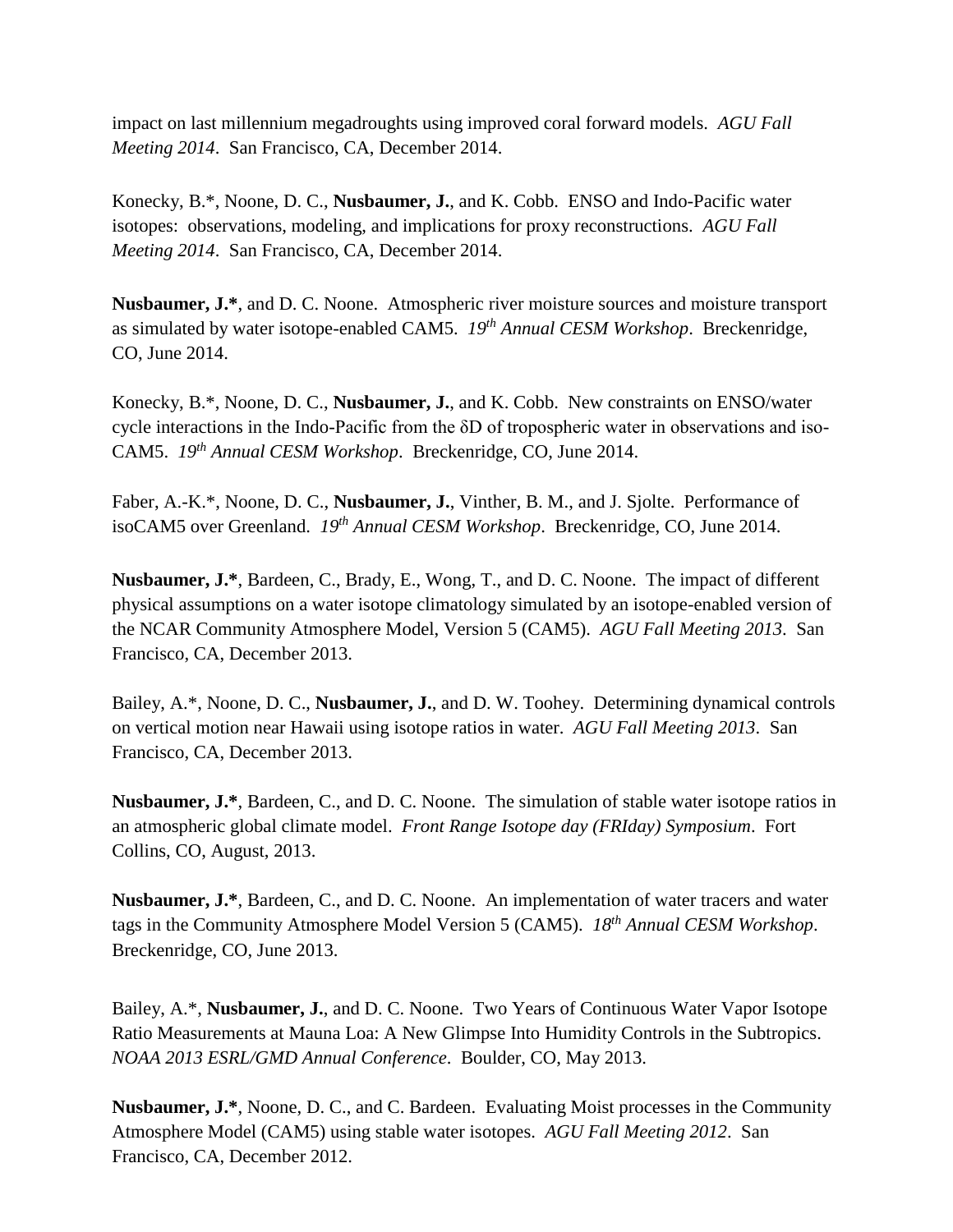impact on last millennium megadroughts using improved coral forward models. *AGU Fall Meeting 2014*. San Francisco, CA, December 2014.

Konecky, B.*, Noone, D. C., **Nusbaumer, J.**, and K. Cobb. ENSO and Indo-Pacific water isotopes: observations, modeling, and implications for proxy reconstructions. *AGU Fall Meeting 2014*. San Francisco, CA, December 2014.

**Nusbaumer, J.***, and D. C. Noone. Atmospheric river moisture sources and moisture transport as simulated by water isotope-enabled CAM5. *19th Annual CESM Workshop*. Breckenridge, CO, June 2014.

Konecky, B.*, Noone, D. C., **Nusbaumer, J.**, and K. Cobb. New constraints on ENSO/water cycle interactions in the Indo-Pacific from the δD of tropospheric water in observations and iso-CAM5. *19th Annual CESM Workshop*. Breckenridge, CO, June 2014.

Faber, A.-K.*, Noone, D. C., **Nusbaumer, J.**, Vinther, B. M., and J. Sjolte. Performance of isoCAM5 over Greenland. *19th Annual CESM Workshop*. Breckenridge, CO, June 2014.

**Nusbaumer, J.***, Bardeen, C., Brady, E., Wong, T., and D. C. Noone. The impact of different physical assumptions on a water isotope climatology simulated by an isotope-enabled version of the NCAR Community Atmosphere Model, Version 5 (CAM5). *AGU Fall Meeting 2013*. San Francisco, CA, December 2013.

Bailey, A.*, Noone, D. C., **Nusbaumer, J.**, and D. W. Toohey. Determining dynamical controls on vertical motion near Hawaii using isotope ratios in water. *AGU Fall Meeting 2013*. San Francisco, CA, December 2013.

**Nusbaumer, J.***, Bardeen, C., and D. C. Noone. The simulation of stable water isotope ratios in an atmospheric global climate model. *Front Range Isotope day (FRIday) Symposium*. Fort Collins, CO, August, 2013.

**Nusbaumer, J.***, Bardeen, C., and D. C. Noone. An implementation of water tracers and water tags in the Community Atmosphere Model Version 5 (CAM5). *18th Annual CESM Workshop*. Breckenridge, CO, June 2013.

Bailey, A.*, **Nusbaumer, J.**, and D. C. Noone. Two Years of Continuous Water Vapor Isotope Ratio Measurements at Mauna Loa: A New Glimpse Into Humidity Controls in the Subtropics. *NOAA 2013 ESRL/GMD Annual Conference*. Boulder, CO, May 2013.

**Nusbaumer, J.***, Noone, D. C., and C. Bardeen. Evaluating Moist processes in the Community Atmosphere Model (CAM5) using stable water isotopes. *AGU Fall Meeting 2012*. San Francisco, CA, December 2012.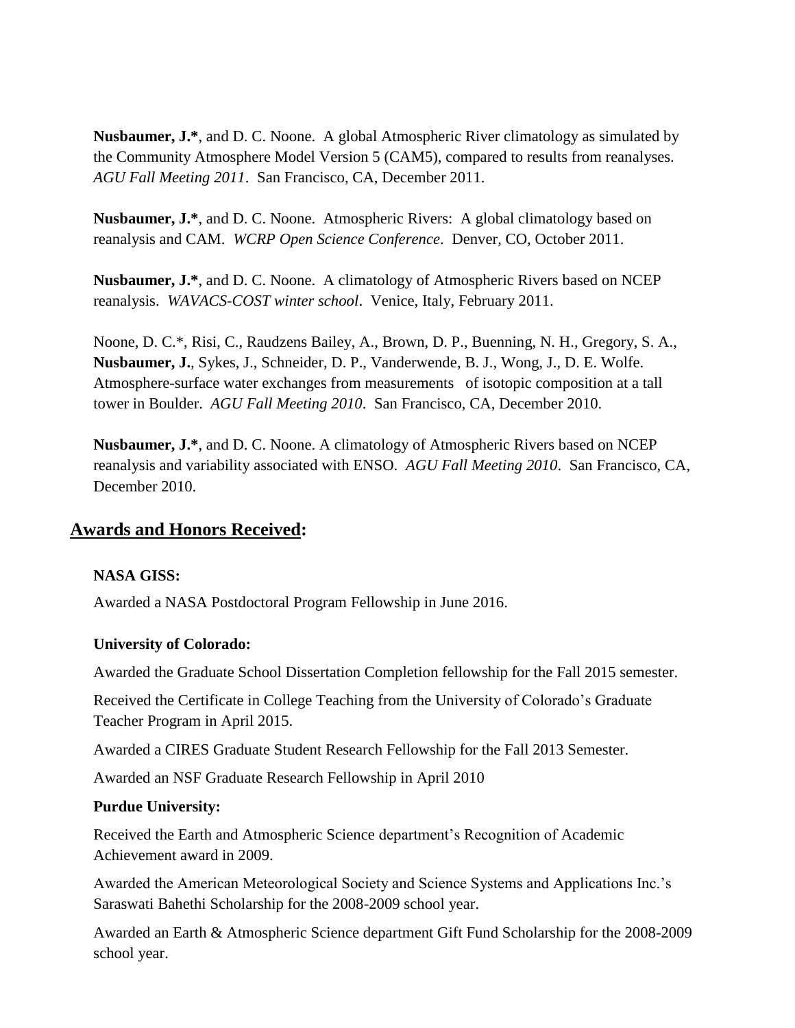**Nusbaumer, J.***, and D. C. Noone. A global Atmospheric River climatology as simulated by the Community Atmosphere Model Version 5 (CAM5), compared to results from reanalyses. *AGU Fall Meeting 2011*. San Francisco, CA, December 2011.

**Nusbaumer, J.***, and D. C. Noone. Atmospheric Rivers: A global climatology based on reanalysis and CAM. *WCRP Open Science Conference*. Denver, CO, October 2011.

**Nusbaumer, J.***, and D. C. Noone. A climatology of Atmospheric Rivers based on NCEP reanalysis. *WAVACS-COST winter school*. Venice, Italy, February 2011.

Noone, D. C.*, Risi, C., Raudzens Bailey, A., Brown, D. P., Buenning, N. H., Gregory, S. A., **Nusbaumer, J.**, Sykes, J., Schneider, D. P., Vanderwende, B. J., Wong, J., D. E. Wolfe. Atmosphere-surface water exchanges from measurements of isotopic composition at a tall tower in Boulder. *AGU Fall Meeting 2010*. San Francisco, CA, December 2010.

**Nusbaumer, J.***, and D. C. Noone. A climatology of Atmospheric Rivers based on NCEP reanalysis and variability associated with ENSO. *AGU Fall Meeting 2010*. San Francisco, CA, December 2010.

## Awards and Honors Received:

**NASA GISS:**

Awarded a NASA Postdoctoral Program Fellowship in June 2016.

**University of Colorado:**

Awarded the Graduate School Dissertation Completion fellowship for the Fall 2015 semester.

Received the Certificate in College Teaching from the University of Colorado's Graduate Teacher Program in April 2015.

Awarded a CIRES Graduate Student Research Fellowship for the Fall 2013 Semester.

Awarded an NSF Graduate Research Fellowship in April 2010

**Purdue University:**

Received the Earth and Atmospheric Science department's Recognition of Academic Achievement award in 2009.

Awarded the American Meteorological Society and Science Systems and Applications Inc.'s Saraswati Bahethi Scholarship for the 2008-2009 school year.

Awarded an Earth & Atmospheric Science department Gift Fund Scholarship for the 2008-2009 school year.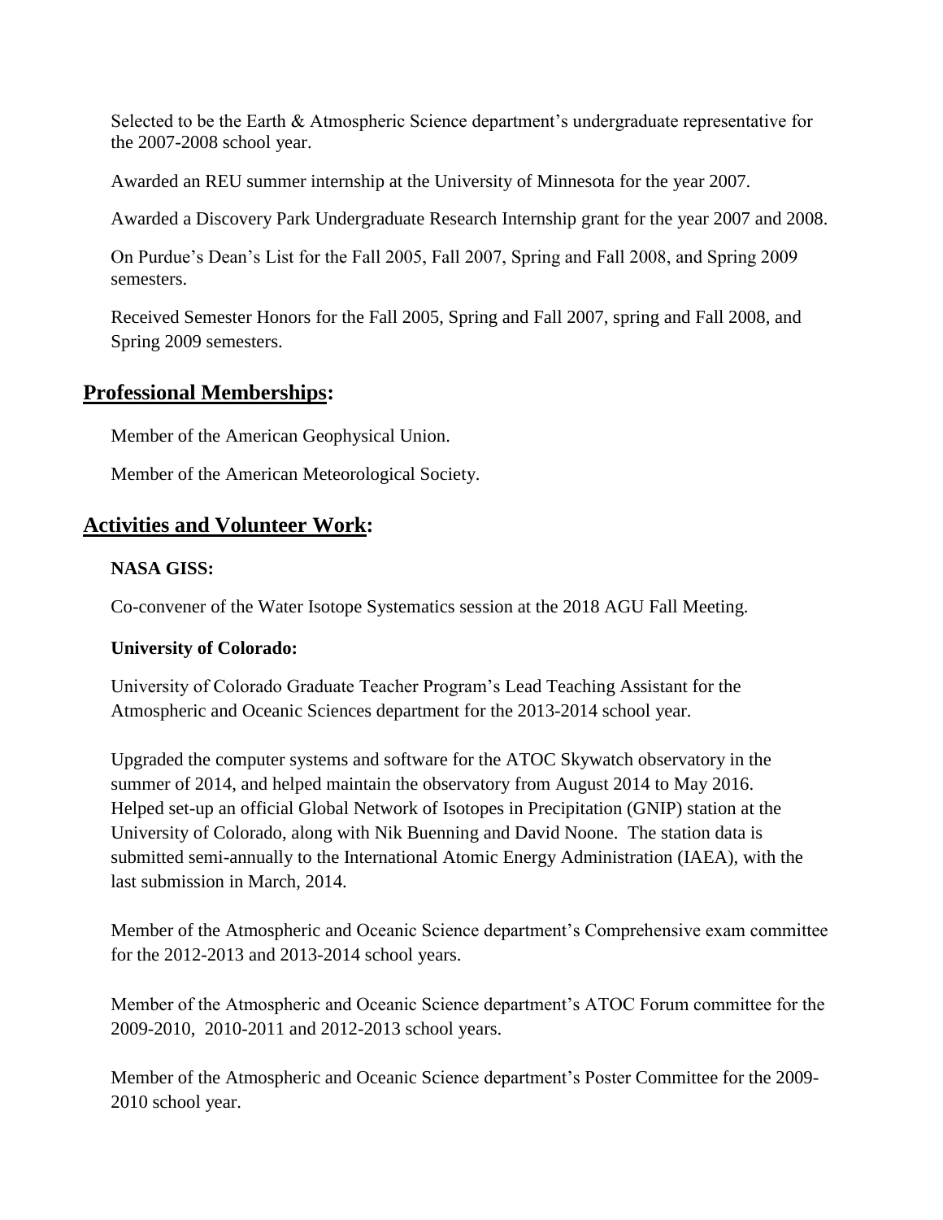Selected to be the Earth & Atmospheric Science department's undergraduate representative for the 2007-2008 school year.

Awarded an REU summer internship at the University of Minnesota for the year 2007.

Awarded a Discovery Park Undergraduate Research Internship grant for the year 2007 and 2008.

On Purdue's Dean's List for the Fall 2005, Fall 2007, Spring and Fall 2008, and Spring 2009 semesters.

Received Semester Honors for the Fall 2005, Spring and Fall 2007, spring and Fall 2008, and Spring 2009 semesters.

## Professional Memberships:

Member of the American Geophysical Union.

Member of the American Meteorological Society.

## Activities and Volunteer Work:

**NASA GISS:**

Co-convener of the Water Isotope Systematics session at the 2018 AGU Fall Meeting.

**University of Colorado:**

University of Colorado Graduate Teacher Program's Lead Teaching Assistant for the Atmospheric and Oceanic Sciences department for the 2013-2014 school year.

Upgraded the computer systems and software for the ATOC Skywatch observatory in the summer of 2014, and helped maintain the observatory from August 2014 to May 2016.
Helped set-up an official Global Network of Isotopes in Precipitation (GNIP) station at the University of Colorado, along with Nik Buenning and David Noone. The station data is submitted semi-annually to the International Atomic Energy Administration (IAEA), with the last submission in March, 2014.

Member of the Atmospheric and Oceanic Science department's Comprehensive exam committee for the 2012-2013 and 2013-2014 school years.

Member of the Atmospheric and Oceanic Science department's ATOC Forum committee for the 2009-2010, 2010-2011 and 2012-2013 school years.

Member of the Atmospheric and Oceanic Science department's Poster Committee for the 2009-2010 school year.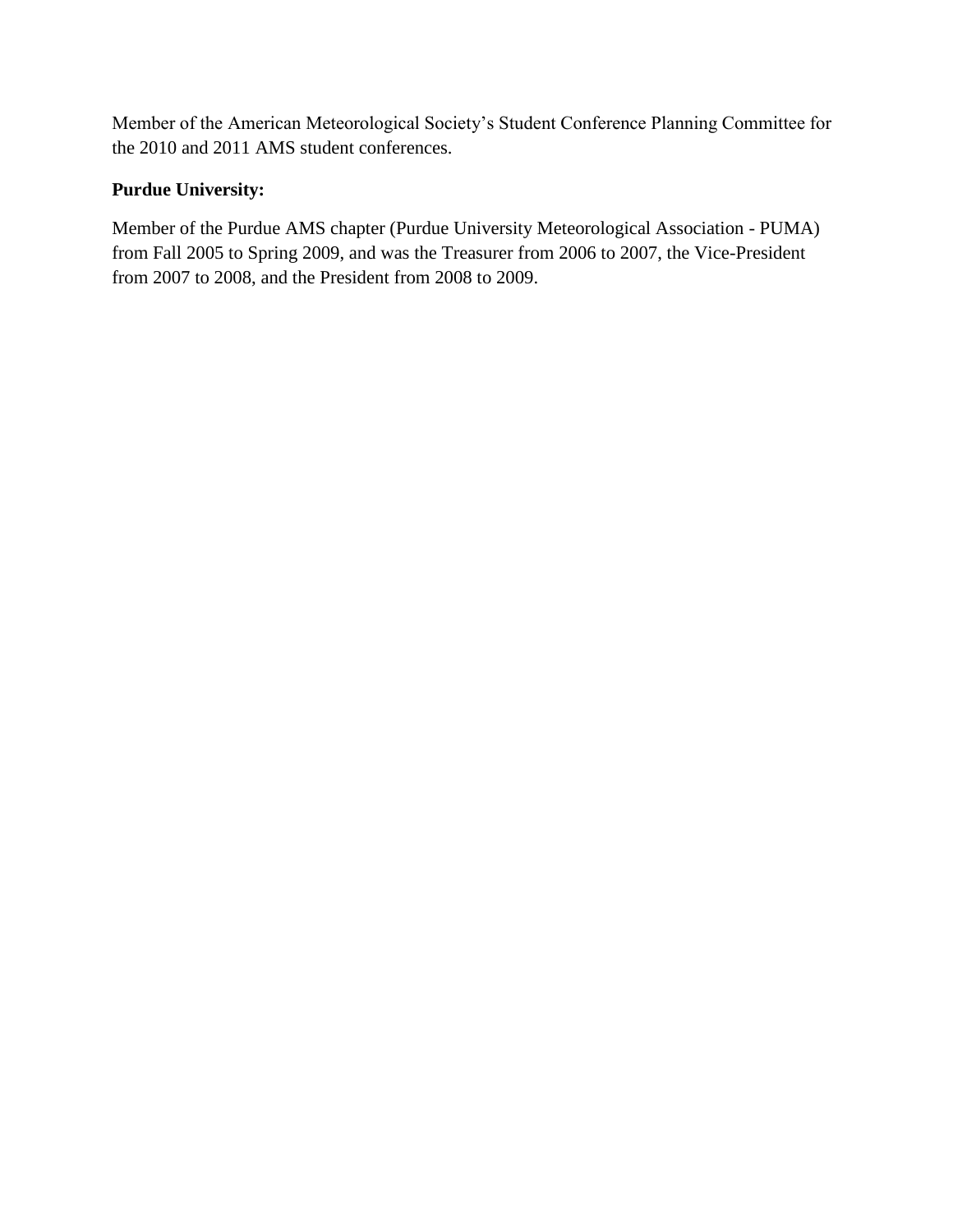Member of the American Meteorological Society's Student Conference Planning Committee for the 2010 and 2011 AMS student conferences.

**Purdue University:**

Member of the Purdue AMS chapter (Purdue University Meteorological Association - PUMA) from Fall 2005 to Spring 2009, and was the Treasurer from 2006 to 2007, the Vice-President from 2007 to 2008, and the President from 2008 to 2009.